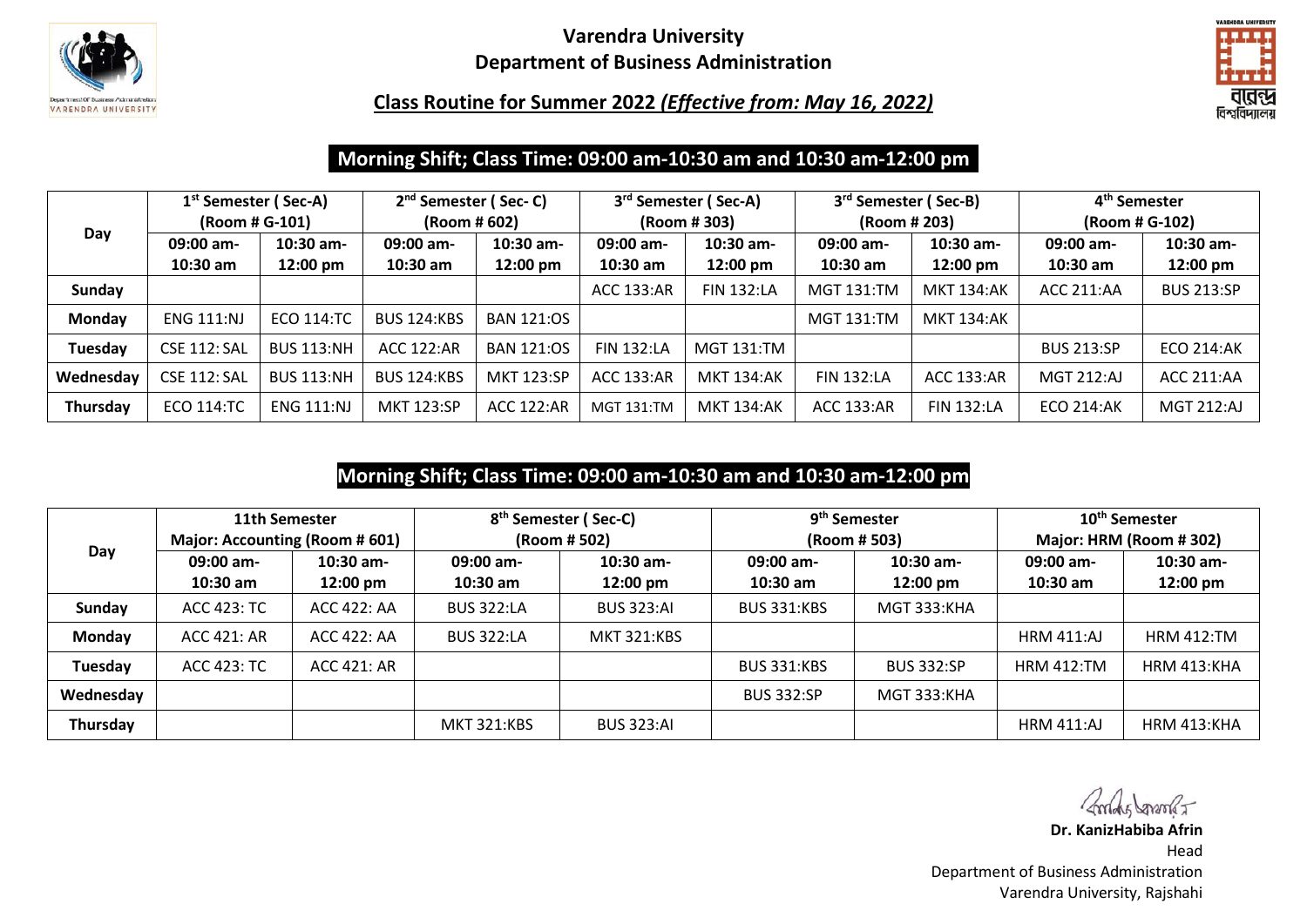# Varendra University
## Department of Business Administration

### Class Routine for Summer 2022 *(Effective from: May 16, 2022)*

**Morning Shift; Class Time: 09:00 am-10:30 am and 10:30 am-12:00 pm**

| Day | 1st Semester ( Sec-A) (Room # G-101) | | 2nd Semester ( Sec- C) (Room # 602) | | 3rd Semester ( Sec-A) (Room # 303) | | 3rd Semester ( Sec-B) (Room # 203) | | 4th Semester (Room # G-102) | |
|---|---|---|---|---|---|---|---|---|---|---|
| | 09:00 am-10:30 am | 10:30 am-12:00 pm | 09:00 am-10:30 am | 10:30 am-12:00 pm | 09:00 am-10:30 am | 10:30 am-12:00 pm | 09:00 am-10:30 am | 10:30 am-12:00 pm | 09:00 am-10:30 am | 10:30 am-12:00 pm |
| Sunday | | | | | ACC 133:AR | FIN 132:LA | MGT 131:TM | MKT 134:AK | ACC 211:AA | BUS 213:SP |
| Monday | ENG 111:NJ | ECO 114:TC | BUS 124:KBS | BAN 121:OS | | | MGT 131:TM | MKT 134:AK | | |
| Tuesday | CSE 112: SAL | BUS 113:NH | ACC 122:AR | BAN 121:OS | FIN 132:LA | MGT 131:TM | | | BUS 213:SP | ECO 214:AK |
| Wednesday | CSE 112: SAL | BUS 113:NH | BUS 124:KBS | MKT 123:SP | ACC 133:AR | MKT 134:AK | FIN 132:LA | ACC 133:AR | MGT 212:AJ | ACC 211:AA |
| Thursday | ECO 114:TC | ENG 111:NJ | MKT 123:SP | ACC 122:AR | MGT 131:TM | MKT 134:AK | ACC 133:AR | FIN 132:LA | ECO 214:AK | MGT 212:AJ |

**Morning Shift; Class Time: 09:00 am-10:30 am and 10:30 am-12:00 pm**

| Day | 11th Semester Major: Accounting (Room # 601) | | 8th Semester ( Sec-C) (Room # 502) | | 9th Semester (Room # 503) | | 10th Semester Major: HRM (Room # 302) | |
|---|---|---|---|---|---|---|---|---|
| | 09:00 am-10:30 am | 10:30 am-12:00 pm | 09:00 am-10:30 am | 10:30 am-12:00 pm | 09:00 am-10:30 am | 10:30 am-12:00 pm | 09:00 am-10:30 am | 10:30 am-12:00 pm |
| Sunday | ACC 423: TC | ACC 422: AA | BUS 322:LA | BUS 323:AI | BUS 331:KBS | MGT 333:KHA | | |
| Monday | ACC 421: AR | ACC 422: AA | BUS 322:LA | MKT 321:KBS | | | HRM 411:AJ | HRM 412:TM |
| Tuesday | ACC 423: TC | ACC 421: AR | | | BUS 331:KBS | BUS 332:SP | HRM 412:TM | HRM 413:KHA |
| Wednesday | | | | | BUS 332:SP | MGT 333:KHA | | |
| Thursday | | | MKT 321:KBS | BUS 323:AI | | | HRM 411:AJ | HRM 413:KHA |

**Dr. KanizHabiba Afrin**
Head
Department of Business Administration
Varendra University, Rajshahi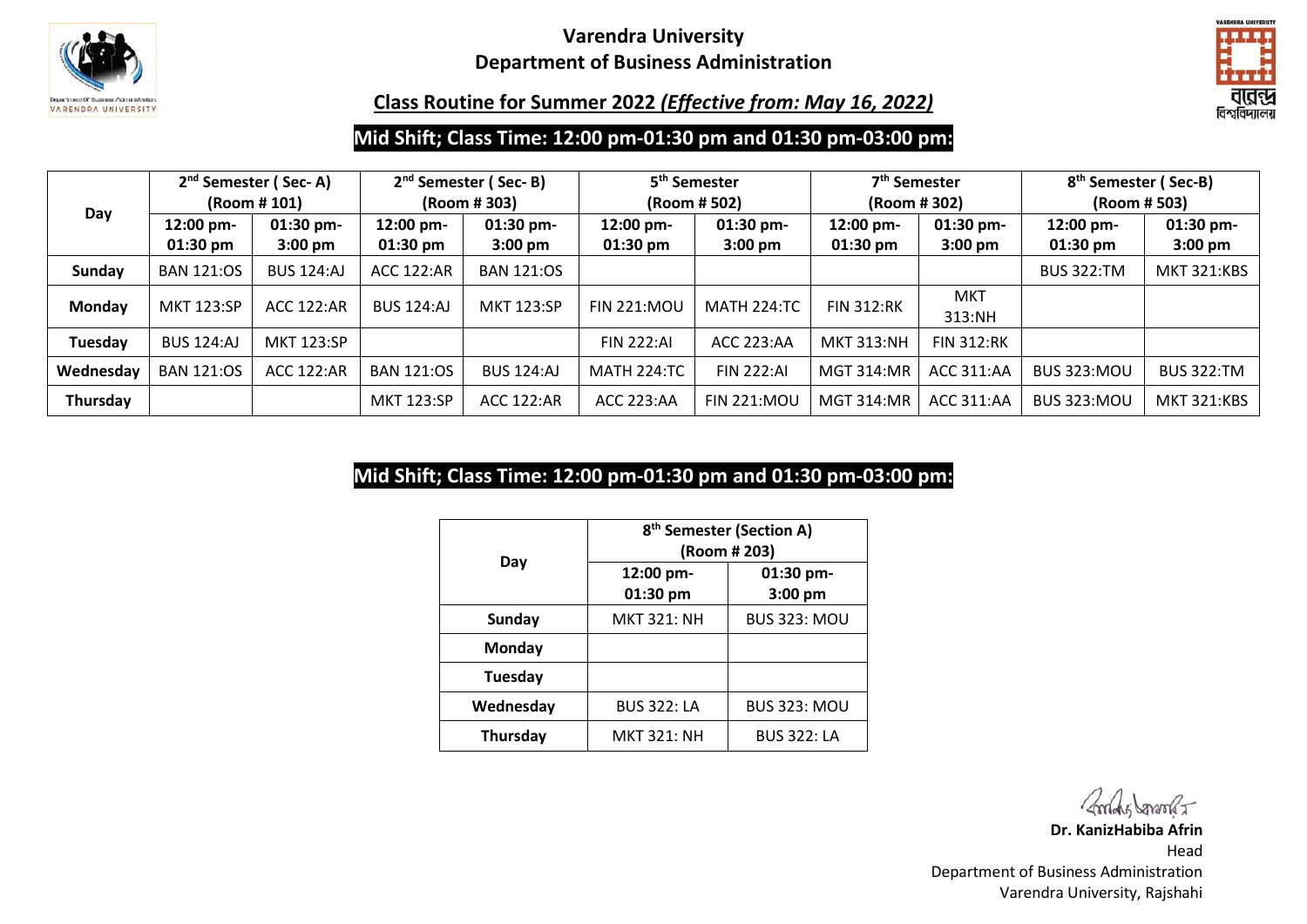# Varendra University

## Department of Business Administration

### Class Routine for Summer 2022 *(Effective from: May 16, 2022)*

**Mid Shift; Class Time: 12:00 pm-01:30 pm and 01:30 pm-03:00 pm:**

| Day | 2nd Semester ( Sec- A) (Room # 101) | | 2nd Semester ( Sec- B) (Room # 303) | | 5th Semester (Room # 502) | | 7th Semester (Room # 302) | | 8th Semester ( Sec-B) (Room # 503) | |
|---|---|---|---|---|---|---|---|---|---|---|
| | 12:00 pm-01:30 pm | 01:30 pm-3:00 pm | 12:00 pm-01:30 pm | 01:30 pm-3:00 pm | 12:00 pm-01:30 pm | 01:30 pm-3:00 pm | 12:00 pm-01:30 pm | 01:30 pm-3:00 pm | 12:00 pm-01:30 pm | 01:30 pm-3:00 pm |
| **Sunday** | BAN 121:OS | BUS 124:AJ | ACC 122:AR | BAN 121:OS | | | | | BUS 322:TM | MKT 321:KBS |
| **Monday** | MKT 123:SP | ACC 122:AR | BUS 124:AJ | MKT 123:SP | FIN 221:MOU | MATH 224:TC | FIN 312:RK | MKT 313:NH | | |
| **Tuesday** | BUS 124:AJ | MKT 123:SP | | | FIN 222:AI | ACC 223:AA | MKT 313:NH | FIN 312:RK | | |
| **Wednesday** | BAN 121:OS | ACC 122:AR | BAN 121:OS | BUS 124:AJ | MATH 224:TC | FIN 222:AI | MGT 314:MR | ACC 311:AA | BUS 323:MOU | BUS 322:TM |
| **Thursday** | | | MKT 123:SP | ACC 122:AR | ACC 223:AA | FIN 221:MOU | MGT 314:MR | ACC 311:AA | BUS 323:MOU | MKT 321:KBS |

**Mid Shift; Class Time: 12:00 pm-01:30 pm and 01:30 pm-03:00 pm:**

| Day | 8th Semester (Section A) (Room # 203) | |
|---|---|---|
| | 12:00 pm-01:30 pm | 01:30 pm-3:00 pm |
| **Sunday** | MKT 321: NH | BUS 323: MOU |
| **Monday** | | |
| **Tuesday** | | |
| **Wednesday** | BUS 322: LA | BUS 323: MOU |
| **Thursday** | MKT 321: NH | BUS 322: LA |

**Dr. KanizHabiba Afrin**
Head
Department of Business Administration
Varendra University, Rajshahi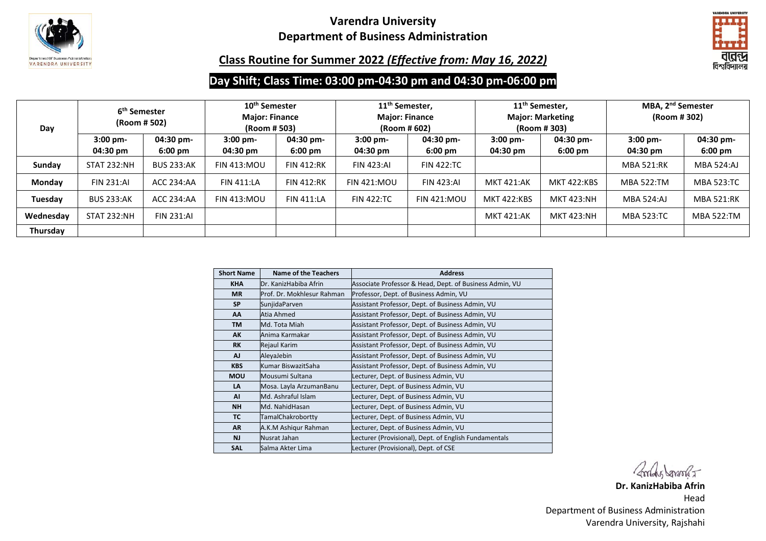# Varendra University

## Department of Business Administration

### Class Routine for Summer 2022 *(Effective from: May 16, 2022)*

### Day Shift; Class Time: 03:00 pm-04:30 pm and 04:30 pm-06:00 pm

| Day | 6th Semester (Room # 502) | | 10th Semester Major: Finance (Room # 503) | | 11th Semester, Major: Finance (Room # 602) | | 11th Semester, Major: Marketing (Room # 303) | | MBA, 2nd Semester (Room # 302) | |
|---|---|---|---|---|---|---|---|---|---|---|
| | 3:00 pm-04:30 pm | 04:30 pm-6:00 pm | 3:00 pm-04:30 pm | 04:30 pm-6:00 pm | 3:00 pm-04:30 pm | 04:30 pm-6:00 pm | 3:00 pm-04:30 pm | 04:30 pm-6:00 pm | 3:00 pm-04:30 pm | 04:30 pm-6:00 pm |
| Sunday | STAT 232:NH | BUS 233:AK | FIN 413:MOU | FIN 412:RK | FIN 423:AI | FIN 422:TC | | | MBA 521:RK | MBA 524:AJ |
| Monday | FIN 231:AI | ACC 234:AA | FIN 411:LA | FIN 412:RK | FIN 421:MOU | FIN 423:AI | MKT 421:AK | MKT 422:KBS | MBA 522:TM | MBA 523:TC |
| Tuesday | BUS 233:AK | ACC 234:AA | FIN 413:MOU | FIN 411:LA | FIN 422:TC | FIN 421:MOU | MKT 422:KBS | MKT 423:NH | MBA 524:AJ | MBA 521:RK |
| Wednesday | STAT 232:NH | FIN 231:AI | | | | | MKT 421:AK | MKT 423:NH | MBA 523:TC | MBA 522:TM |
| Thursday | | | | | | | | | | |

| Short Name | Name of the Teachers | Address |
|---|---|---|
| KHA | Dr. KanizHabiba Afrin | Associate Professor & Head, Dept. of Business Admin, VU |
| MR | Prof. Dr. Mokhlesur Rahman | Professor, Dept. of Business Admin, VU |
| SP | SunjidaParven | Assistant Professor, Dept. of Business Admin, VU |
| AA | Atia Ahmed | Assistant Professor, Dept. of Business Admin, VU |
| TM | Md. Tota Miah | Assistant Professor, Dept. of Business Admin, VU |
| AK | Anima Karmakar | Assistant Professor, Dept. of Business Admin, VU |
| RK | Rejaul Karim | Assistant Professor, Dept. of Business Admin, VU |
| AJ | AleyaJebin | Assistant Professor, Dept. of Business Admin, VU |
| KBS | Kumar BiswazitSaha | Assistant Professor, Dept. of Business Admin, VU |
| MOU | Mousumi Sultana | Lecturer, Dept. of Business Admin, VU |
| LA | Mosa. Layla ArzumanBanu | Lecturer, Dept. of Business Admin, VU |
| AI | Md. Ashraful Islam | Lecturer, Dept. of Business Admin, VU |
| NH | Md. NahidHasan | Lecturer, Dept. of Business Admin, VU |
| TC | TamalChakrobortty | Lecturer, Dept. of Business Admin, VU |
| AR | A.K.M Ashiqur Rahman | Lecturer, Dept. of Business Admin, VU |
| NJ | Nusrat Jahan | Lecturer (Provisional), Dept. of English Fundamentals |
| SAL | Salma Akter Lima | Lecturer (Provisional), Dept. of CSE |

**Dr. KanizHabiba Afrin**
Head
Department of Business Administration
Varendra University, Rajshahi